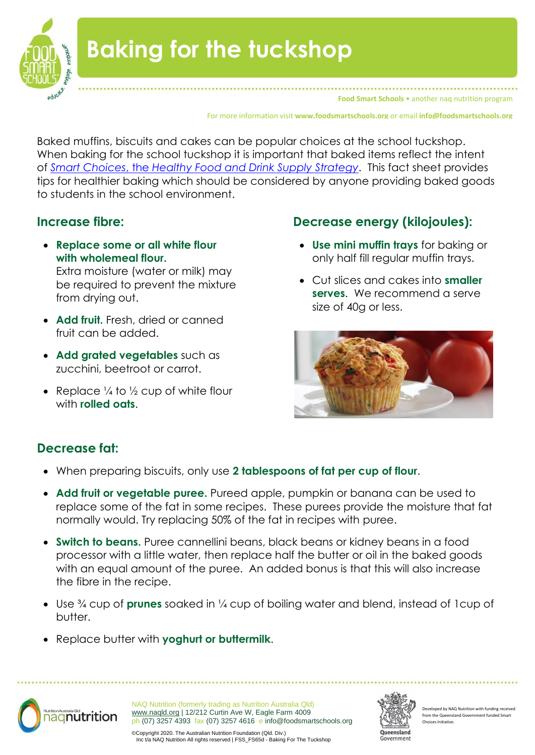# Baking for the tuckshop

Baked muffins, biscuits and cakes can be popular choices at the school tuckshop. When baking for the school tuckshop it is important that baked items reflect the intent of *Smart Choices, the Healthy Food and Drink Supply Strategy*. This fact sheet provides tips for healthier baking which should be considered by anyone providing baked goods to students in the school environment.

## Increase fibre:

- **Replace some or all white flour with wholemeal flour.** Extra moisture (water or milk) may be required to prevent the mixture from drying out.
- **Add fruit.** Fresh, dried or canned fruit can be added.
- **Add grated vegetables** such as zucchini, beetroot or carrot.
- Replace ¼ to ½ cup of white flour with **rolled oats**.

## Decrease energy (kilojoules):

- **Use mini muffin trays** for baking or only half fill regular muffin trays.
- Cut slices and cakes into **smaller serves**. We recommend a serve size of 40g or less.

## Decrease fat:

- When preparing biscuits, only use **2 tablespoons of fat per cup of flour**.
- **Add fruit or vegetable puree.** Pureed apple, pumpkin or banana can be used to replace some of the fat in some recipes. These purees provide the moisture that fat normally would. Try replacing 50% of the fat in recipes with puree.
- **Switch to beans.** Puree cannellini beans, black beans or kidney beans in a food processor with a little water, then replace half the butter or oil in the baked goods with an equal amount of the puree. An added bonus is that this will also increase the fibre in the recipe.
- Use ¾ cup of **prunes** soaked in ¼ cup of boiling water and blend, instead of 1cup of butter.
- Replace butter with **yoghurt or buttermilk**.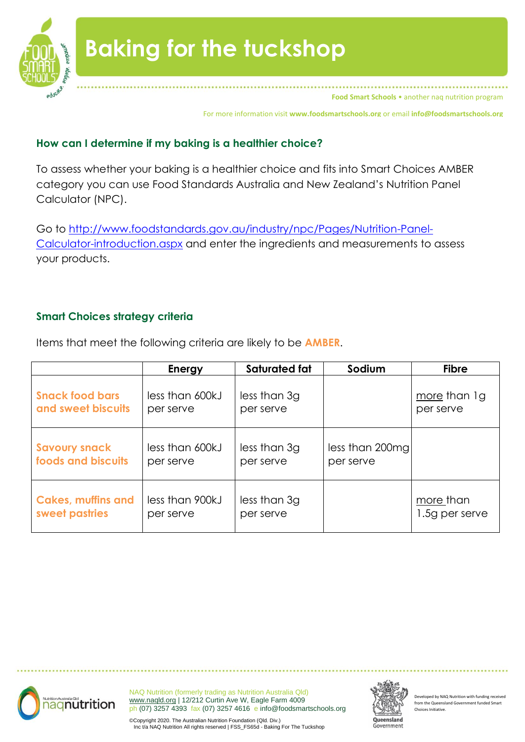# Baking for the tuckshop

## How can I determine if my baking is a healthier choice?

To assess whether your baking is a healthier choice and fits into Smart Choices AMBER category you can use Food Standards Australia and New Zealand's Nutrition Panel Calculator (NPC).

Go to [http://www.foodstandards.gov.au/industry/npc/Pages/Nutrition-Panel-Calculator-introduction.aspx](http://www.foodstandards.gov.au/industry/npc/Pages/Nutrition-Panel-Calculator-introduction.aspx) and enter the ingredients and measurements to assess your products.

## Smart Choices strategy criteria

Items that meet the following criteria are likely to be **AMBER**.

| | Energy | Saturated fat | Sodium | Fibre |
|---|---|---|---|---|
| **Snack food bars and sweet biscuits** | less than 600kJ per serve | less than 3g per serve | | more than 1g per serve |
| **Savoury snack foods and biscuits** | less than 600kJ per serve | less than 3g per serve | less than 200mg per serve | |
| **Cakes, muffins and sweet pastries** | less than 900kJ per serve | less than 3g per serve | | more than 1.5g per serve |

NAQ Nutrition (formerly trading as Nutrition Australia Qld)
www.naqld.org | 12/212 Curtin Ave W, Eagle Farm 4009
ph (07) 3257 4393 fax (07) 3257 4616 e info@foodsmartschools.org

©Copyright 2020. The Australian Nutrition Foundation (Qld. Div.) Inc t/a NAQ Nutrition All rights reserved | FSS_FS65d - Baking For The Tuckshop

Developed by NAQ Nutrition with funding received from the Queensland Government funded Smart Choices Initiative.